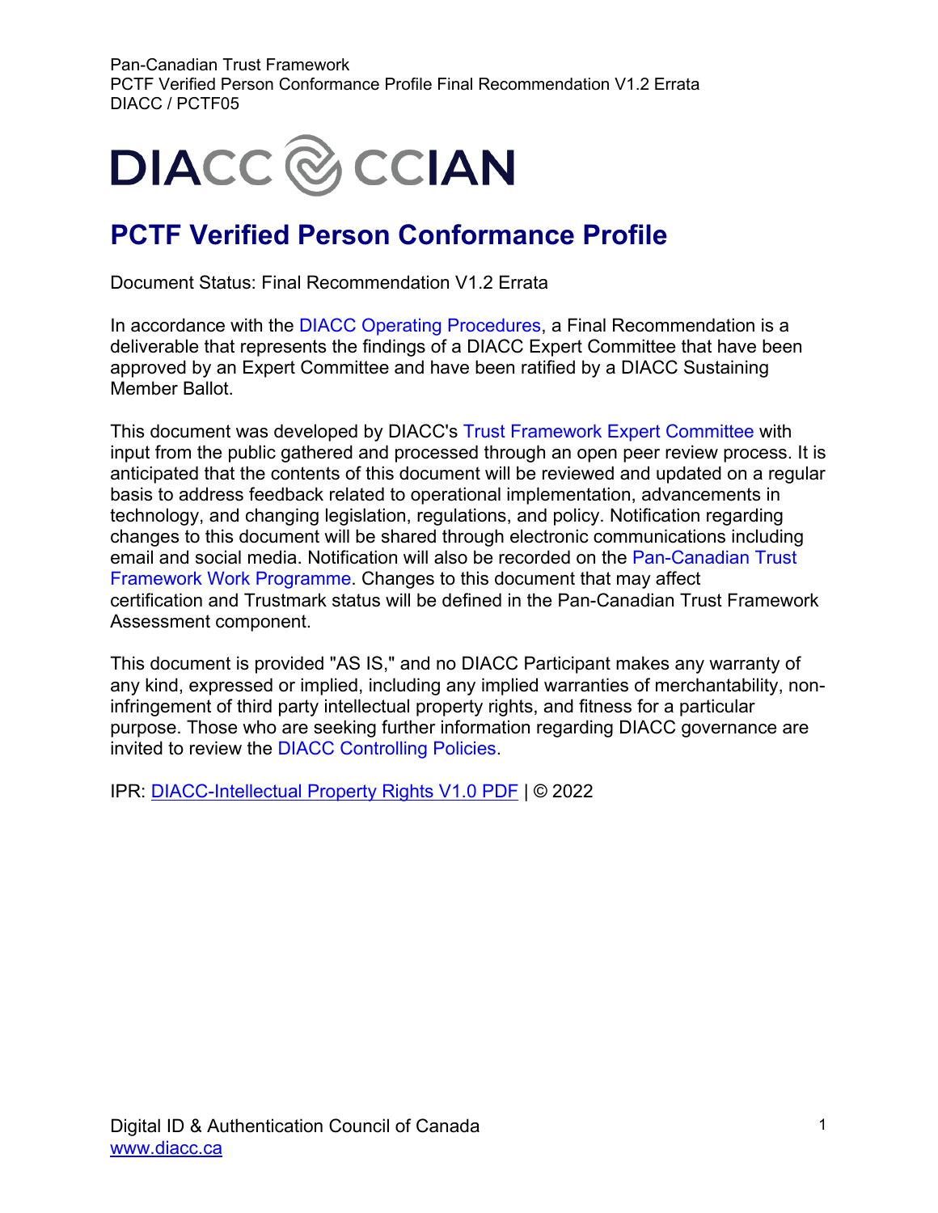# PCTF Verified Person Conformance Profile

Document Status: Final Recommendation V1.2 Errata

In accordance with the DIACC Operating Procedures, a Final Recommendation is a deliverable that represents the findings of a DIACC Expert Committee that have been approved by an Expert Committee and have been ratified by a DIACC Sustaining Member Ballot.

This document was developed by DIACC's Trust Framework Expert Committee with input from the public gathered and processed through an open peer review process. It is anticipated that the contents of this document will be reviewed and updated on a regular basis to address feedback related to operational implementation, advancements in technology, and changing legislation, regulations, and policy. Notification regarding changes to this document will be shared through electronic communications including email and social media. Notification will also be recorded on the Pan-Canadian Trust Framework Work Programme. Changes to this document that may affect certification and Trustmark status will be defined in the Pan-Canadian Trust Framework Assessment component.

This document is provided "AS IS," and no DIACC Participant makes any warranty of any kind, expressed or implied, including any implied warranties of merchantability, non-infringement of third party intellectual property rights, and fitness for a particular purpose. Those who are seeking further information regarding DIACC governance are invited to review the DIACC Controlling Policies.

IPR: DIACC-Intellectual Property Rights V1.0 PDF | © 2022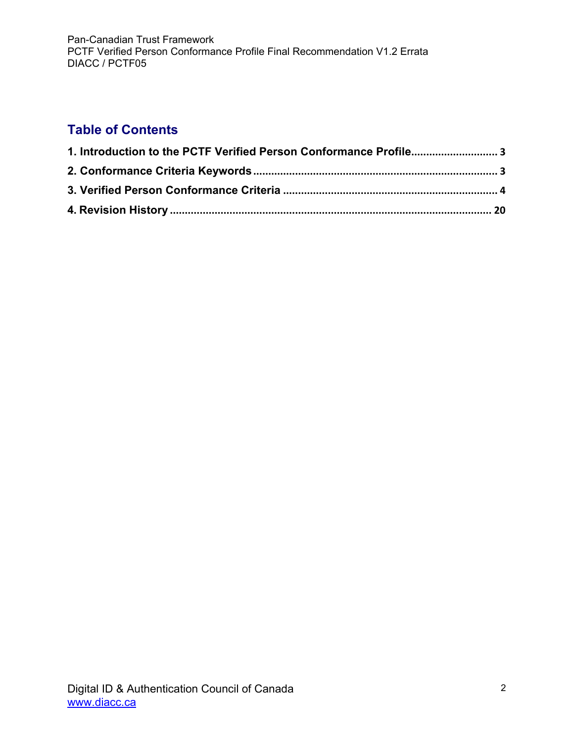## Table of Contents

**1. Introduction to the PCTF Verified Person Conformance Profile** ............................ **3**

**2. Conformance Criteria Keywords** ................................................................................ **3**

**3. Verified Person Conformance Criteria** ...................................................................... **4**

**4. Revision History** ......................................................................................................... **20**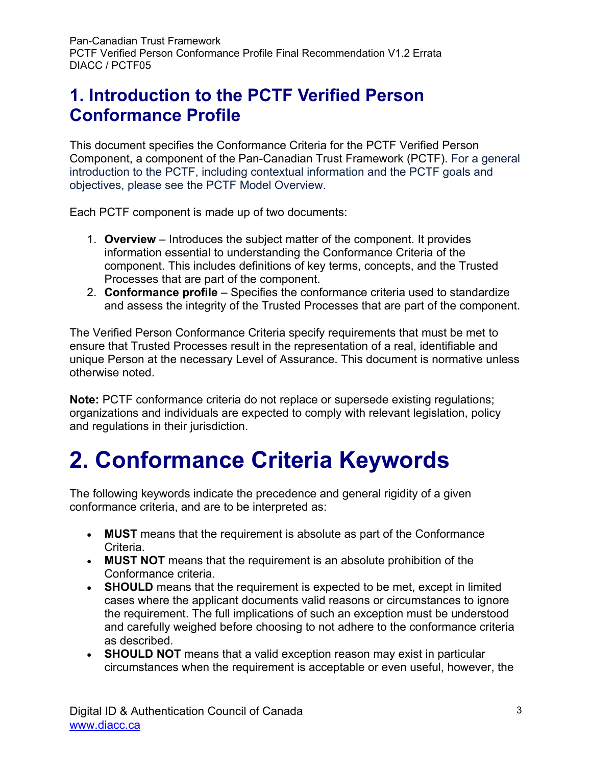# 1. Introduction to the PCTF Verified Person Conformance Profile

This document specifies the Conformance Criteria for the PCTF Verified Person Component, a component of the Pan-Canadian Trust Framework (PCTF). For a general introduction to the PCTF, including contextual information and the PCTF goals and objectives, please see the PCTF Model Overview.

Each PCTF component is made up of two documents:

1. **Overview** – Introduces the subject matter of the component. It provides information essential to understanding the Conformance Criteria of the component. This includes definitions of key terms, concepts, and the Trusted Processes that are part of the component.
2. **Conformance profile** – Specifies the conformance criteria used to standardize and assess the integrity of the Trusted Processes that are part of the component.

The Verified Person Conformance Criteria specify requirements that must be met to ensure that Trusted Processes result in the representation of a real, identifiable and unique Person at the necessary Level of Assurance. This document is normative unless otherwise noted.

**Note:** PCTF conformance criteria do not replace or supersede existing regulations; organizations and individuals are expected to comply with relevant legislation, policy and regulations in their jurisdiction.

# 2. Conformance Criteria Keywords

The following keywords indicate the precedence and general rigidity of a given conformance criteria, and are to be interpreted as:

- **MUST** means that the requirement is absolute as part of the Conformance Criteria.
- **MUST NOT** means that the requirement is an absolute prohibition of the Conformance criteria.
- **SHOULD** means that the requirement is expected to be met, except in limited cases where the applicant documents valid reasons or circumstances to ignore the requirement. The full implications of such an exception must be understood and carefully weighed before choosing to not adhere to the conformance criteria as described.
- **SHOULD NOT** means that a valid exception reason may exist in particular circumstances when the requirement is acceptable or even useful, however, the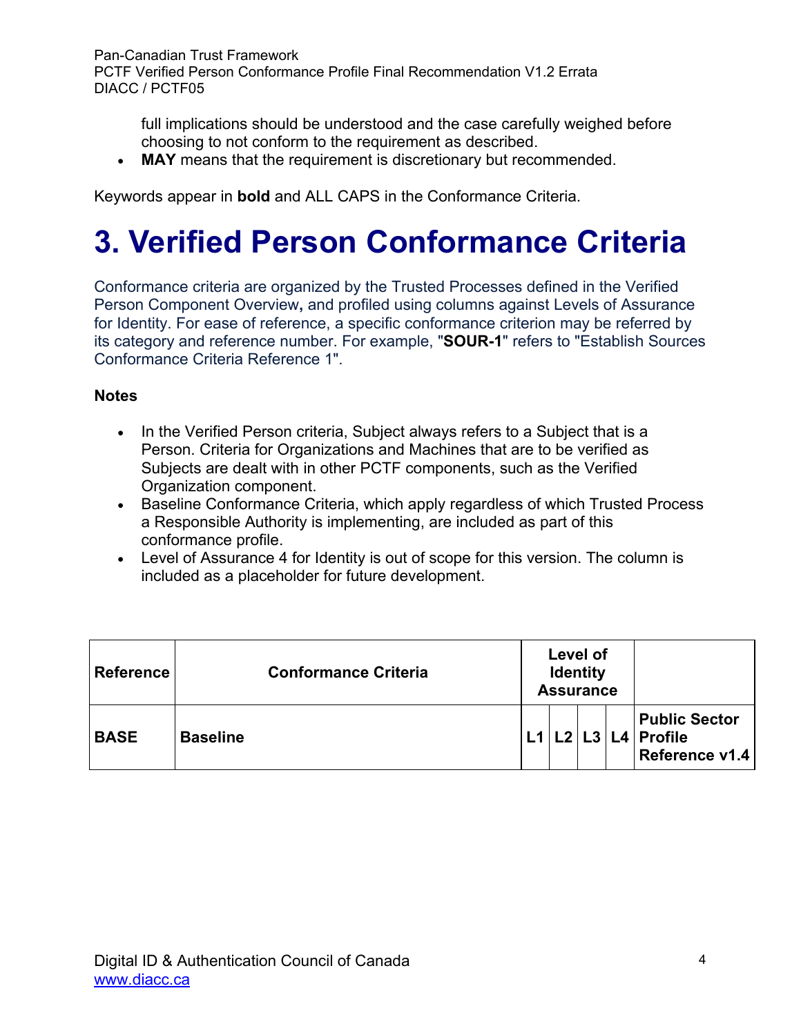full implications should be understood and the case carefully weighed before choosing to not conform to the requirement as described.

- **MAY** means that the requirement is discretionary but recommended.

Keywords appear in **bold** and ALL CAPS in the Conformance Criteria.

# 3. Verified Person Conformance Criteria

Conformance criteria are organized by the Trusted Processes defined in the Verified Person Component Overview**,** and profiled using columns against Levels of Assurance for Identity. For ease of reference, a specific conformance criterion may be referred by its category and reference number. For example, "**SOUR-1**" refers to "Establish Sources Conformance Criteria Reference 1".

**Notes**

- In the Verified Person criteria, Subject always refers to a Subject that is a Person. Criteria for Organizations and Machines that are to be verified as Subjects are dealt with in other PCTF components, such as the Verified Organization component.
- Baseline Conformance Criteria, which apply regardless of which Trusted Process a Responsible Authority is implementing, are included as part of this conformance profile.
- Level of Assurance 4 for Identity is out of scope for this version. The column is included as a placeholder for future development.

| **Reference** | **Conformance Criteria** | **Level of Identity Assurance** | | | | |
|---|---|---|---|---|---|---|
| **BASE** | **Baseline** | **L1** | **L2** | **L3** | **L4** | **Public Sector Profile Reference v1.4** |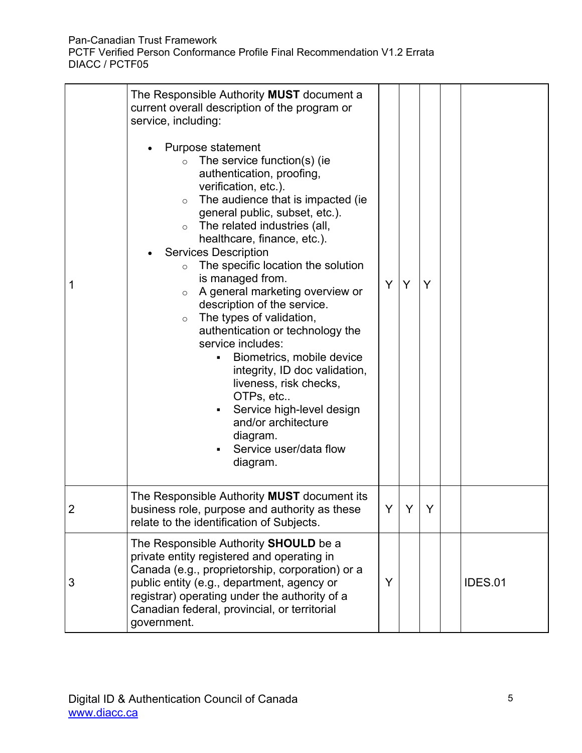| | | | | | | |
|---|---|---|---|---|---|---|
| 1 | The Responsible Authority **MUST** document a current overall description of the program or service, including:<br><br>• Purpose statement<br>  ○ The service function(s) (ie authentication, proofing, verification, etc.).<br>  ○ The audience that is impacted (ie general public, subset, etc.).<br>  ○ The related industries (all, healthcare, finance, etc.).<br>• Services Description<br>  ○ The specific location the solution is managed from.<br>  ○ A general marketing overview or description of the service.<br>  ○ The types of validation, authentication or technology the service includes:<br>    ▪ Biometrics, mobile device integrity, ID doc validation, liveness, risk checks, OTPs, etc..<br>    ▪ Service high-level design and/or architecture diagram.<br>    ▪ Service user/data flow diagram. | Y | Y | Y | | |
| 2 | The Responsible Authority **MUST** document its business role, purpose and authority as these relate to the identification of Subjects. | Y | Y | Y | | |
| 3 | The Responsible Authority **SHOULD** be a private entity registered and operating in Canada (e.g., proprietorship, corporation) or a public entity (e.g., department, agency or registrar) operating under the authority of a Canadian federal, provincial, or territorial government. | Y | | | | IDES.01 |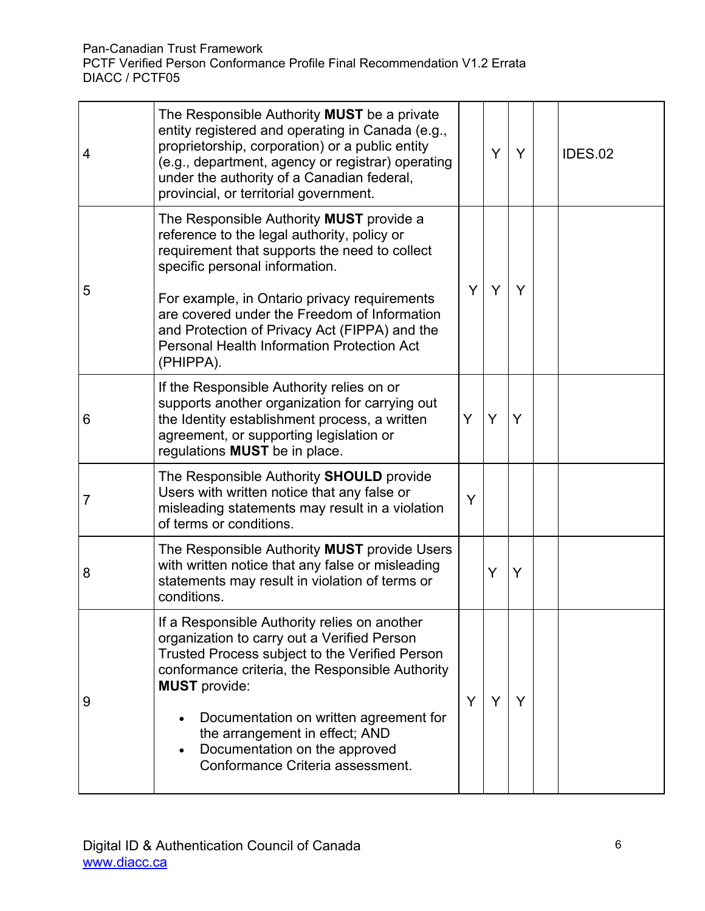| | | | | | | |
|---|---|---|---|---|---|---|
| 4 | The Responsible Authority **MUST** be a private entity registered and operating in Canada (e.g., proprietorship, corporation) or a public entity (e.g., department, agency or registrar) operating under the authority of a Canadian federal, provincial, or territorial government. | | Y | Y | | IDES.02 |
| 5 | The Responsible Authority **MUST** provide a reference to the legal authority, policy or requirement that supports the need to collect specific personal information.<br><br>For example, in Ontario privacy requirements are covered under the Freedom of Information and Protection of Privacy Act (FIPPA) and the Personal Health Information Protection Act (PHIPPA). | Y | Y | Y | | |
| 6 | If the Responsible Authority relies on or supports another organization for carrying out the Identity establishment process, a written agreement, or supporting legislation or regulations **MUST** be in place. | Y | Y | Y | | |
| 7 | The Responsible Authority **SHOULD** provide Users with written notice that any false or misleading statements may result in a violation of terms or conditions. | Y | | | | |
| 8 | The Responsible Authority **MUST** provide Users with written notice that any false or misleading statements may result in violation of terms or conditions. | | Y | Y | | |
| 9 | If a Responsible Authority relies on another organization to carry out a Verified Person Trusted Process subject to the Verified Person conformance criteria, the Responsible Authority **MUST** provide:<br><br>• Documentation on written agreement for the arrangement in effect; AND<br>• Documentation on the approved Conformance Criteria assessment. | Y | Y | Y | | |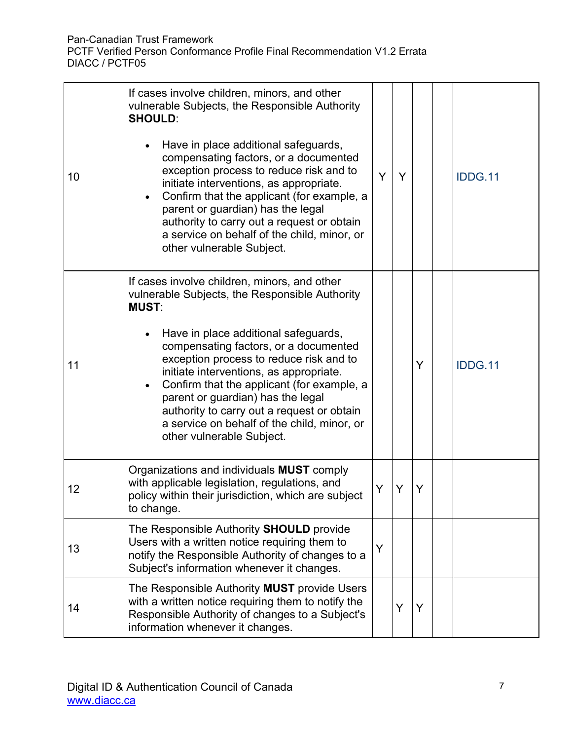| | | | | | | |
|---|---|---|---|---|---|---|
| 10 | If cases involve children, minors, and other vulnerable Subjects, the Responsible Authority **SHOULD**:<br><br>• Have in place additional safeguards, compensating factors, or a documented exception process to reduce risk and to initiate interventions, as appropriate.<br>• Confirm that the applicant (for example, a parent or guardian) has the legal authority to carry out a request or obtain a service on behalf of the child, minor, or other vulnerable Subject. | Y | Y | | | IDDG.11 |
| 11 | If cases involve children, minors, and other vulnerable Subjects, the Responsible Authority **MUST**:<br><br>• Have in place additional safeguards, compensating factors, or a documented exception process to reduce risk and to initiate interventions, as appropriate.<br>• Confirm that the applicant (for example, a parent or guardian) has the legal authority to carry out a request or obtain a service on behalf of the child, minor, or other vulnerable Subject. | | | Y | | IDDG.11 |
| 12 | Organizations and individuals **MUST** comply with applicable legislation, regulations, and policy within their jurisdiction, which are subject to change. | Y | Y | Y | | |
| 13 | The Responsible Authority **SHOULD** provide Users with a written notice requiring them to notify the Responsible Authority of changes to a Subject's information whenever it changes. | Y | | | | |
| 14 | The Responsible Authority **MUST** provide Users with a written notice requiring them to notify the Responsible Authority of changes to a Subject's information whenever it changes. | | Y | Y | | |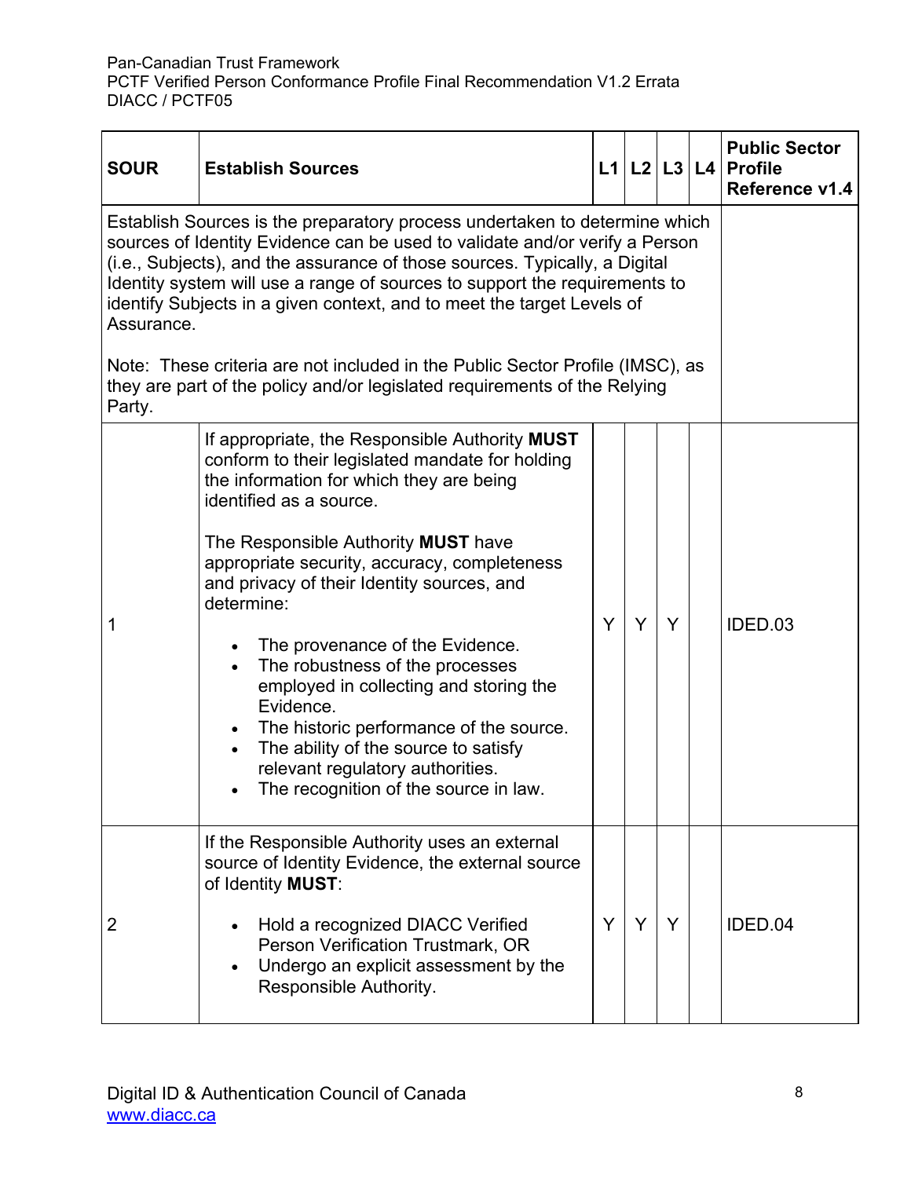| SOUR | Establish Sources | L1 | L2 | L3 | L4 | Public Sector Profile Reference v1.4 |
|---|---|---|---|---|---|---|
| Establish Sources is the preparatory process undertaken to determine which sources of Identity Evidence can be used to validate and/or verify a Person (i.e., Subjects), and the assurance of those sources. Typically, a Digital Identity system will use a range of sources to support the requirements to identify Subjects in a given context, and to meet the target Levels of Assurance.<br><br>Note: These criteria are not included in the Public Sector Profile (IMSC), as they are part of the policy and/or legislated requirements of the Relying Party. | | | | | | |
| 1 | If appropriate, the Responsible Authority **MUST** conform to their legislated mandate for holding the information for which they are being identified as a source.<br><br>The Responsible Authority **MUST** have appropriate security, accuracy, completeness and privacy of their Identity sources, and determine:<br><br>• The provenance of the Evidence.<br>• The robustness of the processes employed in collecting and storing the Evidence.<br>• The historic performance of the source.<br>• The ability of the source to satisfy relevant regulatory authorities.<br>• The recognition of the source in law. | Y | Y | Y | | IDED.03 |
| 2 | If the Responsible Authority uses an external source of Identity Evidence, the external source of Identity **MUST**:<br><br>• Hold a recognized DIACC Verified Person Verification Trustmark, OR<br>• Undergo an explicit assessment by the Responsible Authority. | Y | Y | Y | | IDED.04 |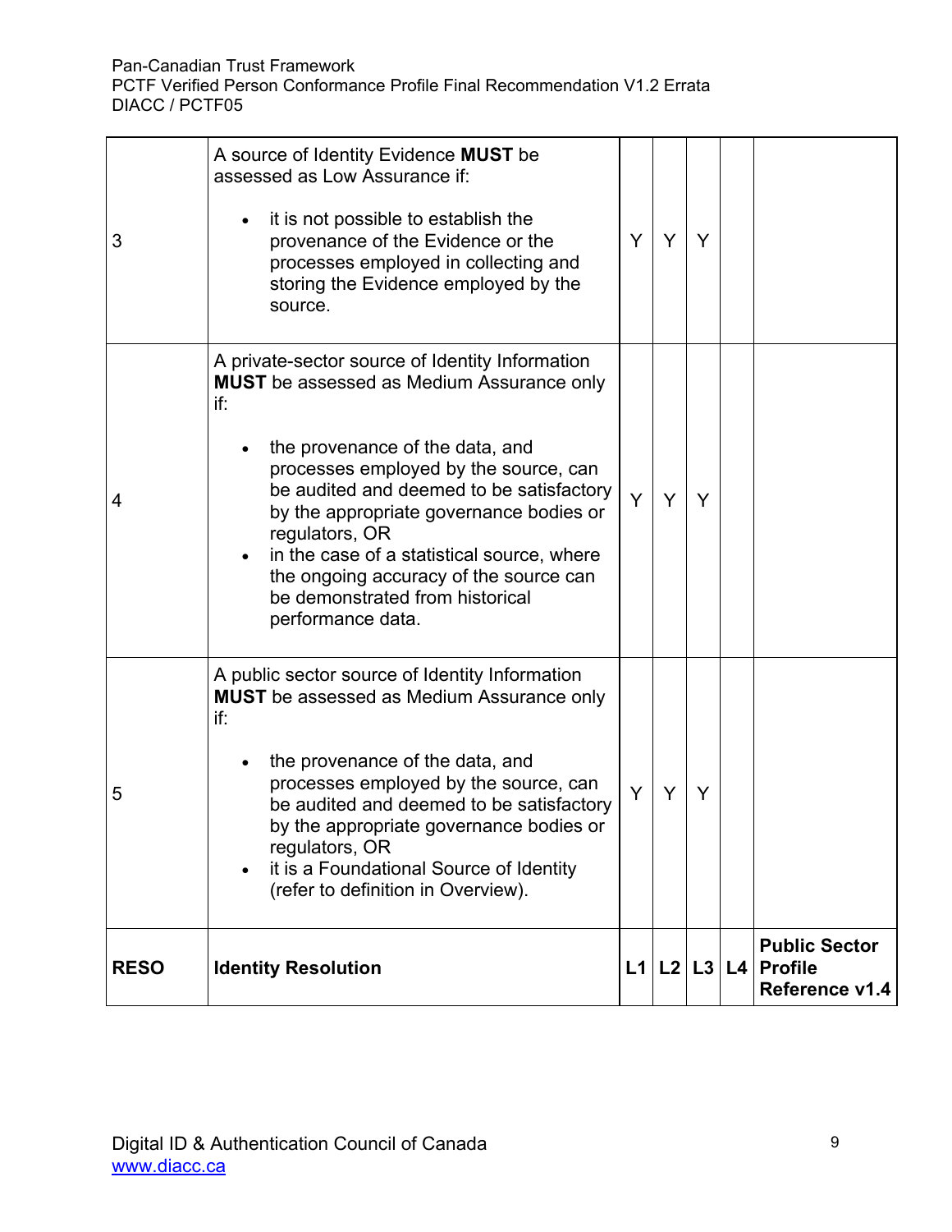| | | | | | | |
|---|---|---|---|---|---|---|
| 3 | A source of Identity Evidence **MUST** be assessed as Low Assurance if:<br><br>• it is not possible to establish the provenance of the Evidence or the processes employed in collecting and storing the Evidence employed by the source. | Y | Y | Y | | |
| 4 | A private-sector source of Identity Information **MUST** be assessed as Medium Assurance only if:<br><br>• the provenance of the data, and processes employed by the source, can be audited and deemed to be satisfactory by the appropriate governance bodies or regulators, OR<br>• in the case of a statistical source, where the ongoing accuracy of the source can be demonstrated from historical performance data. | Y | Y | Y | | |
| 5 | A public sector source of Identity Information **MUST** be assessed as Medium Assurance only if:<br><br>• the provenance of the data, and processes employed by the source, can be audited and deemed to be satisfactory by the appropriate governance bodies or regulators, OR<br>• it is a Foundational Source of Identity (refer to definition in Overview). | Y | Y | Y | | |
| **RESO** | **Identity Resolution** | **L1** | **L2** | **L3** | **L4** | **Public Sector Profile Reference v1.4** |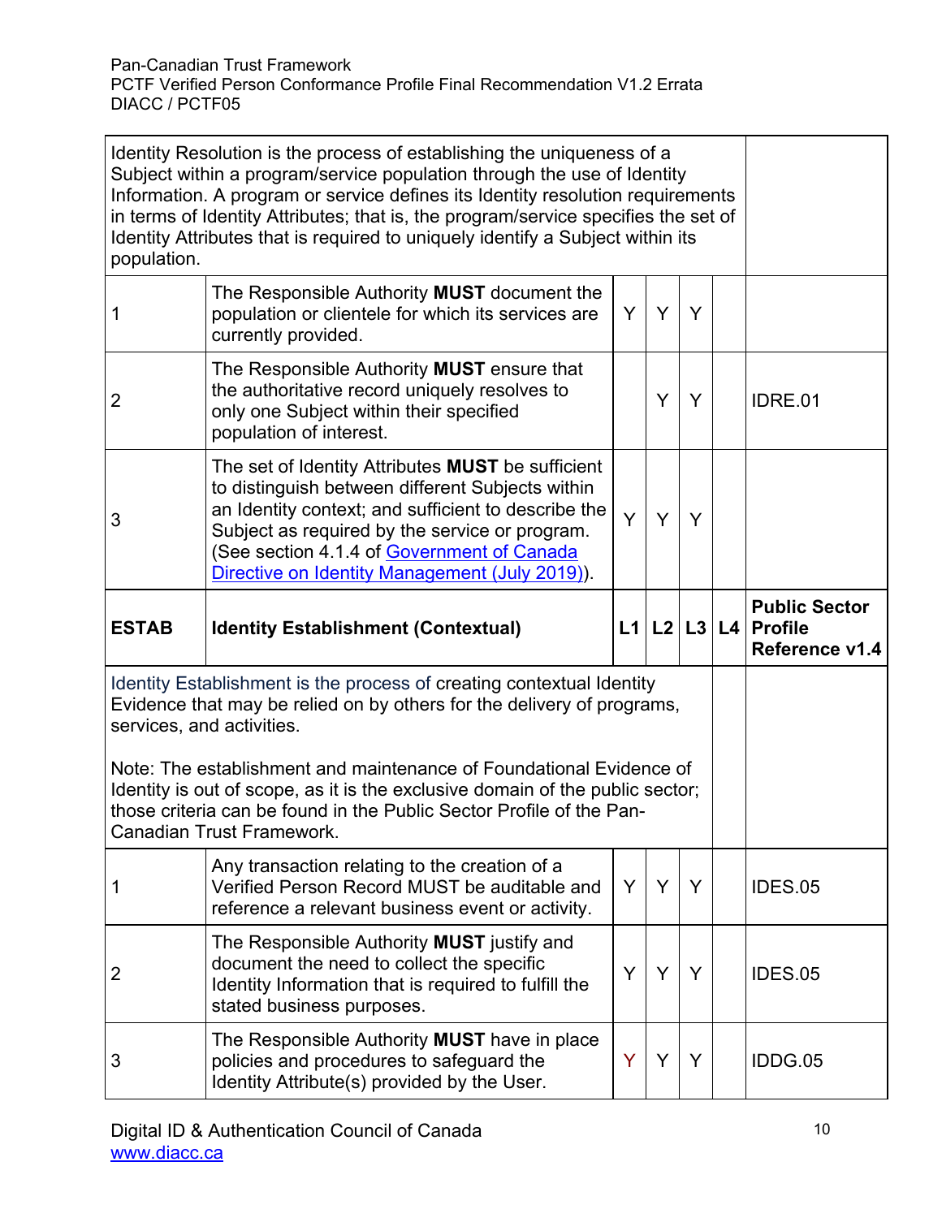| | | | | | | |
|---|---|---|---|---|---|---|
| Identity Resolution is the process of establishing the uniqueness of a Subject within a program/service population through the use of Identity Information. A program or service defines its Identity resolution requirements in terms of Identity Attributes; that is, the program/service specifies the set of Identity Attributes that is required to uniquely identify a Subject within its population. | | | | | | |
| 1 | The Responsible Authority **MUST** document the population or clientele for which its services are currently provided. | Y | Y | Y | | |
| 2 | The Responsible Authority **MUST** ensure that the authoritative record uniquely resolves to only one Subject within their specified population of interest. | | Y | Y | | IDRE.01 |
| 3 | The set of Identity Attributes **MUST** be sufficient to distinguish between different Subjects within an Identity context; and sufficient to describe the Subject as required by the service or program. (See section 4.1.4 of [Government of Canada Directive on Identity Management (July 2019)](#)). | Y | Y | Y | | |
| **ESTAB** | **Identity Establishment (Contextual)** | **L1** | **L2** | **L3** | **L4** | **Public Sector Profile Reference v1.4** |
| Identity Establishment is the process of creating contextual Identity Evidence that may be relied on by others for the delivery of programs, services, and activities.<br><br>Note: The establishment and maintenance of Foundational Evidence of Identity is out of scope, as it is the exclusive domain of the public sector; those criteria can be found in the Public Sector Profile of the Pan-Canadian Trust Framework. | | | | | | |
| 1 | Any transaction relating to the creation of a Verified Person Record MUST be auditable and reference a relevant business event or activity. | Y | Y | Y | | IDES.05 |
| 2 | The Responsible Authority **MUST** justify and document the need to collect the specific Identity Information that is required to fulfill the stated business purposes. | Y | Y | Y | | IDES.05 |
| 3 | The Responsible Authority **MUST** have in place policies and procedures to safeguard the Identity Attribute(s) provided by the User. | Y | Y | Y | | IDDG.05 |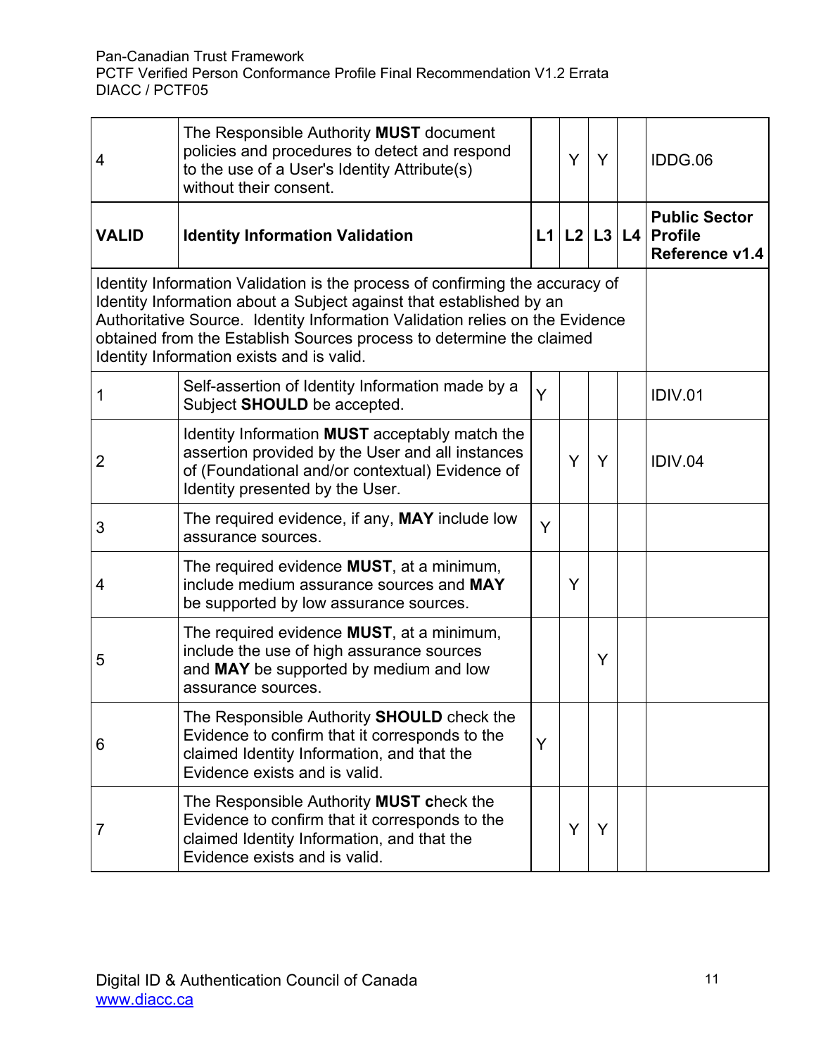| 4 | The Responsible Authority **MUST** document policies and procedures to detect and respond to the use of a User's Identity Attribute(s) without their consent. | | Y | Y | | IDDG.06 |
|---|---|---|---|---|---|---|
| **VALID** | **Identity Information Validation** | **L1** | **L2** | **L3** | **L4** | **Public Sector Profile Reference v1.4** |
| Identity Information Validation is the process of confirming the accuracy of Identity Information about a Subject against that established by an Authoritative Source. Identity Information Validation relies on the Evidence obtained from the Establish Sources process to determine the claimed Identity Information exists and is valid. | | | | | | |
| 1 | Self-assertion of Identity Information made by a Subject **SHOULD** be accepted. | Y | | | | IDIV.01 |
| 2 | Identity Information **MUST** acceptably match the assertion provided by the User and all instances of (Foundational and/or contextual) Evidence of Identity presented by the User. | | Y | Y | | IDIV.04 |
| 3 | The required evidence, if any, **MAY** include low assurance sources. | Y | | | | |
| 4 | The required evidence **MUST**, at a minimum, include medium assurance sources and **MAY** be supported by low assurance sources. | | Y | | | |
| 5 | The required evidence **MUST**, at a minimum, include the use of high assurance sources and **MAY** be supported by medium and low assurance sources. | | | Y | | |
| 6 | The Responsible Authority **SHOULD** check the Evidence to confirm that it corresponds to the claimed Identity Information, and that the Evidence exists and is valid. | Y | | | | |
| 7 | The Responsible Authority **MUST c**heck the Evidence to confirm that it corresponds to the claimed Identity Information, and that the Evidence exists and is valid. | | Y | Y | | |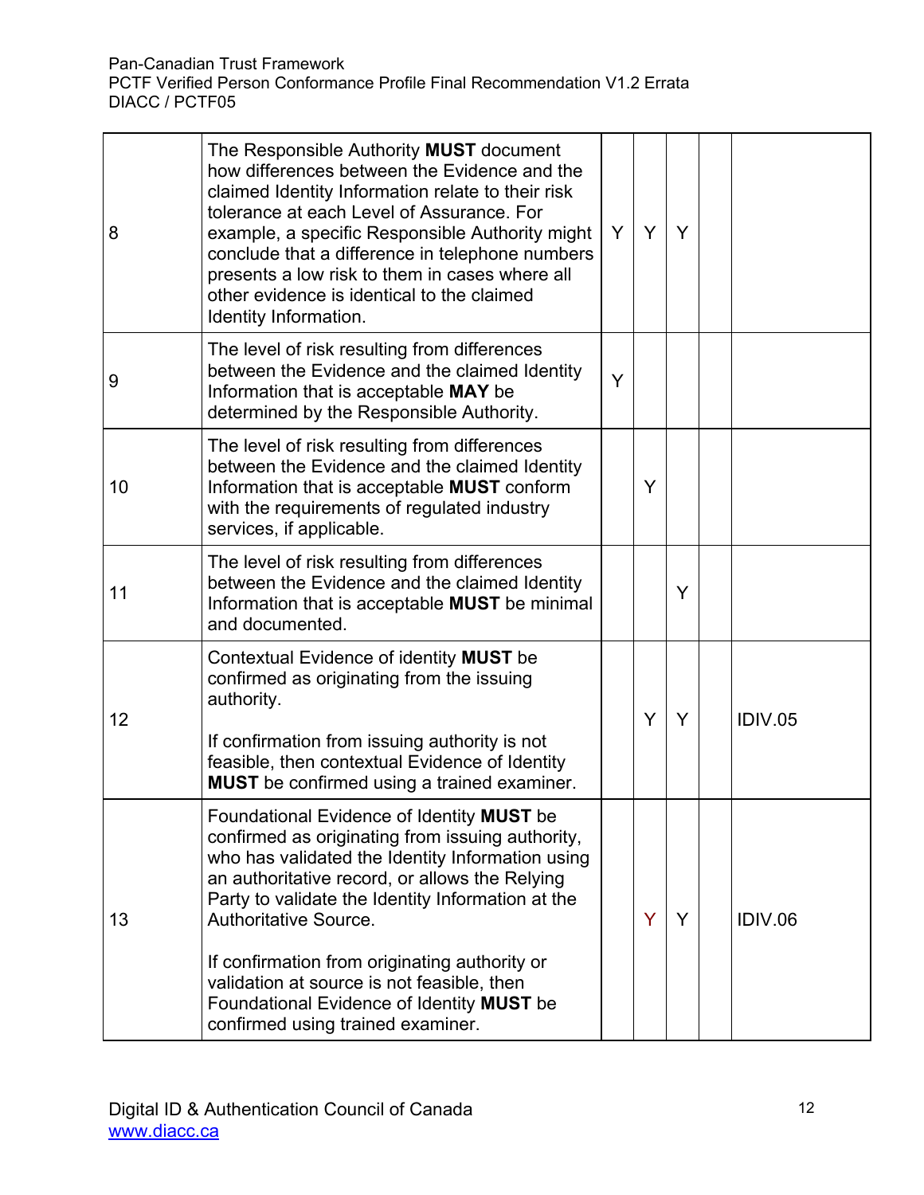| 8 | The Responsible Authority **MUST** document how differences between the Evidence and the claimed Identity Information relate to their risk tolerance at each Level of Assurance. For example, a specific Responsible Authority might conclude that a difference in telephone numbers presents a low risk to them in cases where all other evidence is identical to the claimed Identity Information. | Y | Y | Y | | |
|---|---|---|---|---|---|---|
| 9 | The level of risk resulting from differences between the Evidence and the claimed Identity Information that is acceptable **MAY** be determined by the Responsible Authority. | Y | | | | |
| 10 | The level of risk resulting from differences between the Evidence and the claimed Identity Information that is acceptable **MUST** conform with the requirements of regulated industry services, if applicable. | | Y | | | |
| 11 | The level of risk resulting from differences between the Evidence and the claimed Identity Information that is acceptable **MUST** be minimal and documented. | | | Y | | |
| 12 | Contextual Evidence of identity **MUST** be confirmed as originating from the issuing authority.<br><br>If confirmation from issuing authority is not feasible, then contextual Evidence of Identity **MUST** be confirmed using a trained examiner. | | Y | Y | | IDIV.05 |
| 13 | Foundational Evidence of Identity **MUST** be confirmed as originating from issuing authority, who has validated the Identity Information using an authoritative record, or allows the Relying Party to validate the Identity Information at the Authoritative Source.<br><br>If confirmation from originating authority or validation at source is not feasible, then Foundational Evidence of Identity **MUST** be confirmed using trained examiner. | | Y | Y | | IDIV.06 |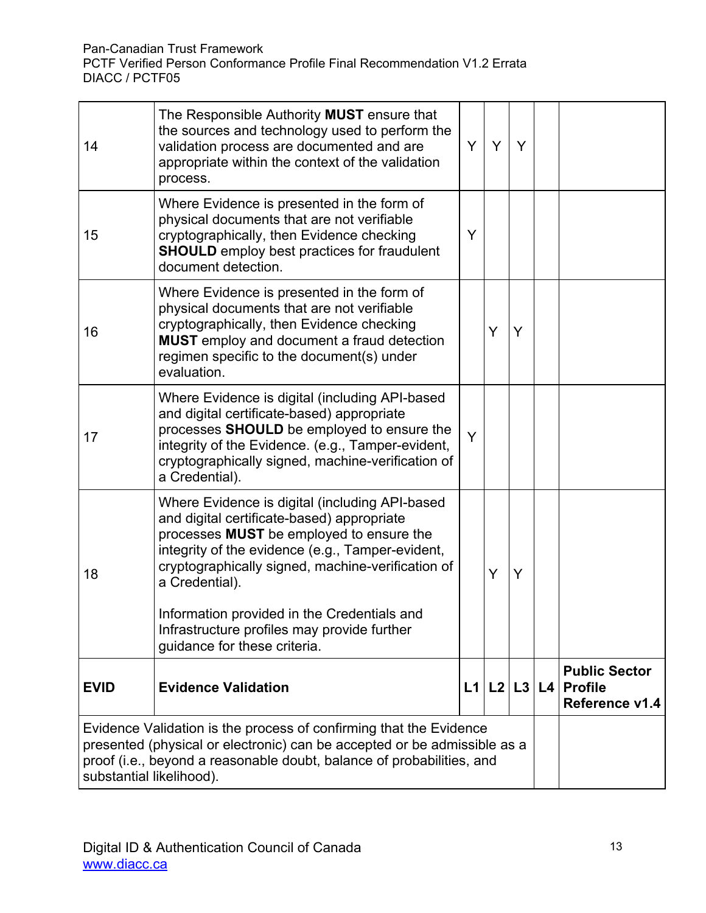| | | | | | | |
|---|---|---|---|---|---|---|
| 14 | The Responsible Authority **MUST** ensure that the sources and technology used to perform the validation process are documented and are appropriate within the context of the validation process. | Y | Y | Y | | |
| 15 | Where Evidence is presented in the form of physical documents that are not verifiable cryptographically, then Evidence checking **SHOULD** employ best practices for fraudulent document detection. | Y | | | | |
| 16 | Where Evidence is presented in the form of physical documents that are not verifiable cryptographically, then Evidence checking **MUST** employ and document a fraud detection regimen specific to the document(s) under evaluation. | | Y | Y | | |
| 17 | Where Evidence is digital (including API-based and digital certificate-based) appropriate processes **SHOULD** be employed to ensure the integrity of the Evidence. (e.g., Tamper-evident, cryptographically signed, machine-verification of a Credential). | Y | | | | |
| 18 | Where Evidence is digital (including API-based and digital certificate-based) appropriate processes **MUST** be employed to ensure the integrity of the evidence (e.g., Tamper-evident, cryptographically signed, machine-verification of a Credential).<br><br>Information provided in the Credentials and Infrastructure profiles may provide further guidance for these criteria. | | Y | Y | | |
| **EVID** | **Evidence Validation** | **L1** | **L2** | **L3** | **L4** | **Public Sector Profile Reference v1.4** |
| Evidence Validation is the process of confirming that the Evidence presented (physical or electronic) can be accepted or be admissible as a proof (i.e., beyond a reasonable doubt, balance of probabilities, and substantial likelihood). | | | | | | |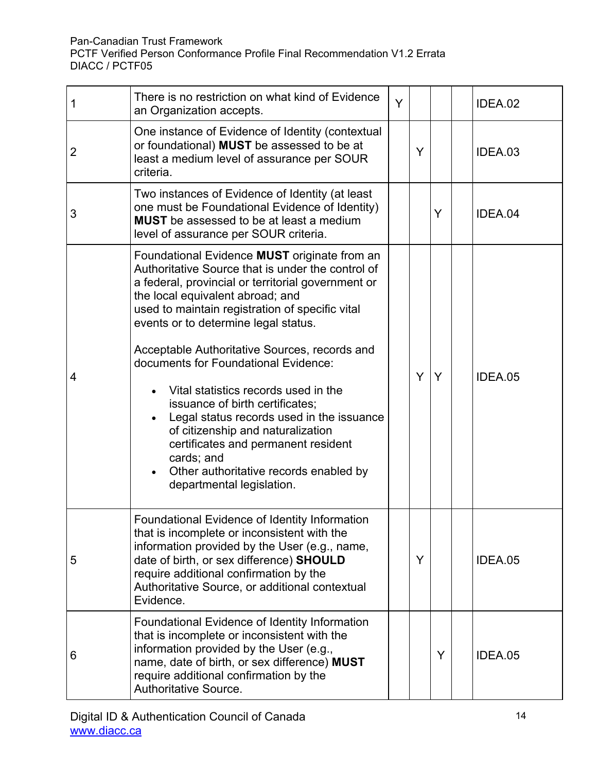| | | | | | | |
|---|---|---|---|---|---|---|
| 1 | There is no restriction on what kind of Evidence an Organization accepts. | Y | | | | IDEA.02 |
| 2 | One instance of Evidence of Identity (contextual or foundational) **MUST** be assessed to be at least a medium level of assurance per SOUR criteria. | | Y | | | IDEA.03 |
| 3 | Two instances of Evidence of Identity (at least one must be Foundational Evidence of Identity) **MUST** be assessed to be at least a medium level of assurance per SOUR criteria. | | | Y | | IDEA.04 |
| 4 | Foundational Evidence **MUST** originate from an Authoritative Source that is under the control of a federal, provincial or territorial government or the local equivalent abroad; and used to maintain registration of specific vital events or to determine legal status.<br><br>Acceptable Authoritative Sources, records and documents for Foundational Evidence:<br><br>• Vital statistics records used in the issuance of birth certificates;<br>• Legal status records used in the issuance of citizenship and naturalization certificates and permanent resident cards; and<br>• Other authoritative records enabled by departmental legislation. | | Y | Y | | IDEA.05 |
| 5 | Foundational Evidence of Identity Information that is incomplete or inconsistent with the information provided by the User (e.g., name, date of birth, or sex difference) **SHOULD** require additional confirmation by the Authoritative Source, or additional contextual Evidence. | | Y | | | IDEA.05 |
| 6 | Foundational Evidence of Identity Information that is incomplete or inconsistent with the information provided by the User (e.g., name, date of birth, or sex difference) **MUST** require additional confirmation by the Authoritative Source. | | | Y | | IDEA.05 |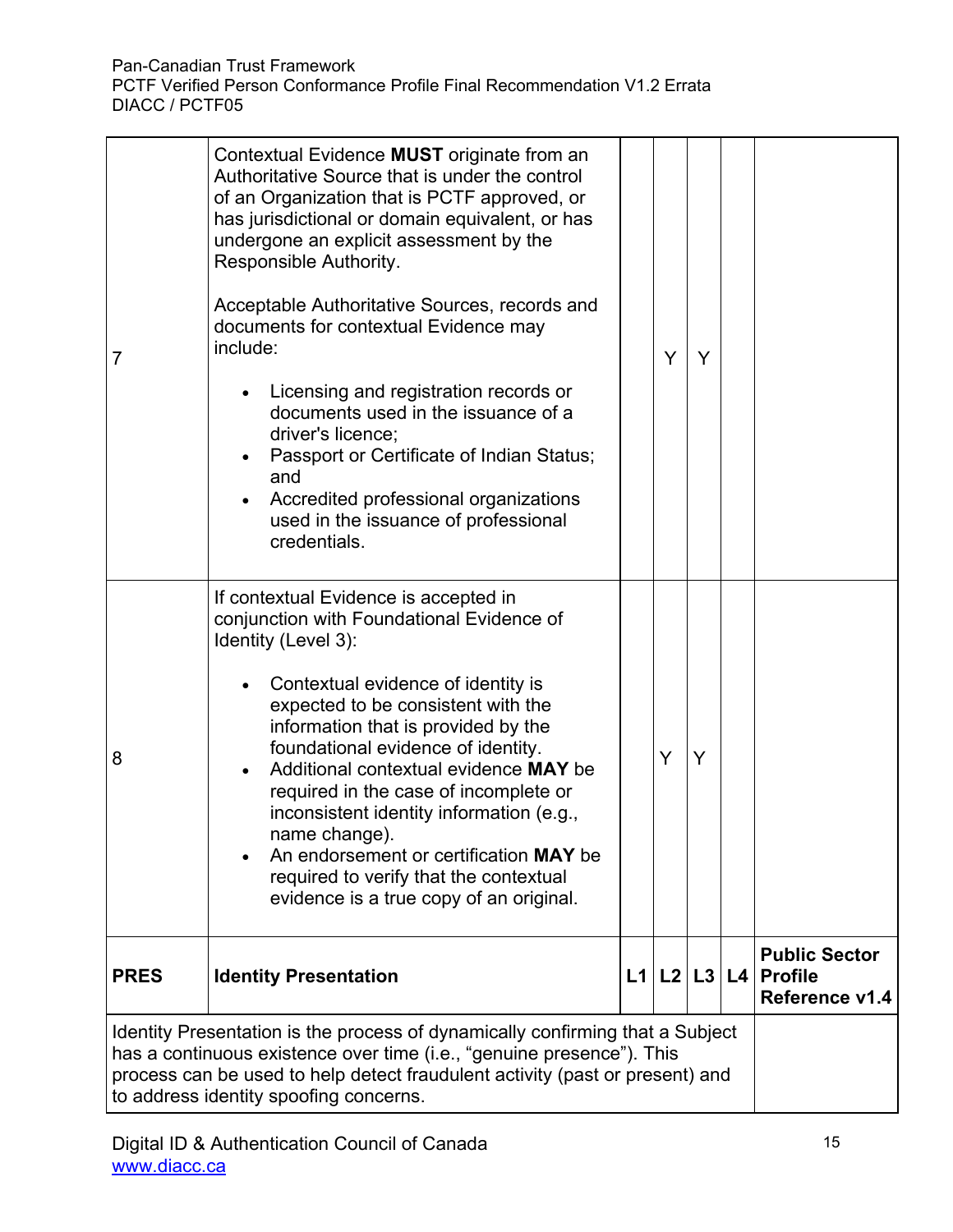| | | | | | | |
|---|---|---|---|---|---|---|
| 7 | Contextual Evidence **MUST** originate from an Authoritative Source that is under the control of an Organization that is PCTF approved, or has jurisdictional or domain equivalent, or has undergone an explicit assessment by the Responsible Authority.<br><br>Acceptable Authoritative Sources, records and documents for contextual Evidence may include:<br><br>• Licensing and registration records or documents used in the issuance of a driver's licence;<br>• Passport or Certificate of Indian Status; and<br>• Accredited professional organizations used in the issuance of professional credentials. | | Y | Y | | |
| 8 | If contextual Evidence is accepted in conjunction with Foundational Evidence of Identity (Level 3):<br><br>• Contextual evidence of identity is expected to be consistent with the information that is provided by the foundational evidence of identity.<br>• Additional contextual evidence **MAY** be required in the case of incomplete or inconsistent identity information (e.g., name change).<br>• An endorsement or certification **MAY** be required to verify that the contextual evidence is a true copy of an original. | | Y | Y | | |
| **PRES** | **Identity Presentation** | **L1** | **L2** | **L3** | **L4** | **Public Sector Profile Reference v1.4** |
| Identity Presentation is the process of dynamically confirming that a Subject has a continuous existence over time (i.e., "genuine presence"). This process can be used to help detect fraudulent activity (past or present) and to address identity spoofing concerns. | | | | | | |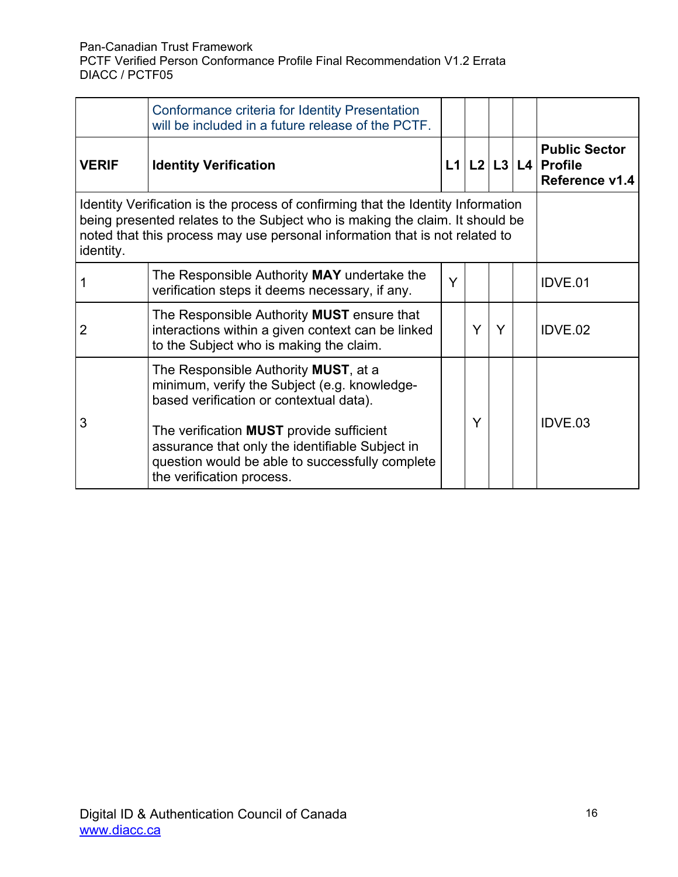| | Conformance criteria for Identity Presentation will be included in a future release of the PCTF. | | | | | |
|---|---|---|---|---|---|---|
| **VERIF** | **Identity Verification** | **L1** | **L2** | **L3** | **L4** | **Public Sector Profile Reference v1.4** |
| Identity Verification is the process of confirming that the Identity Information being presented relates to the Subject who is making the claim. It should be noted that this process may use personal information that is not related to identity. | | | | | | |
| 1 | The Responsible Authority **MAY** undertake the verification steps it deems necessary, if any. | Y | | | | IDVE.01 |
| 2 | The Responsible Authority **MUST** ensure that interactions within a given context can be linked to the Subject who is making the claim. | | Y | Y | | IDVE.02 |
| 3 | The Responsible Authority **MUST**, at a minimum, verify the Subject (e.g. knowledge-based verification or contextual data).<br><br>The verification **MUST** provide sufficient assurance that only the identifiable Subject in question would be able to successfully complete the verification process. | | Y | | | IDVE.03 |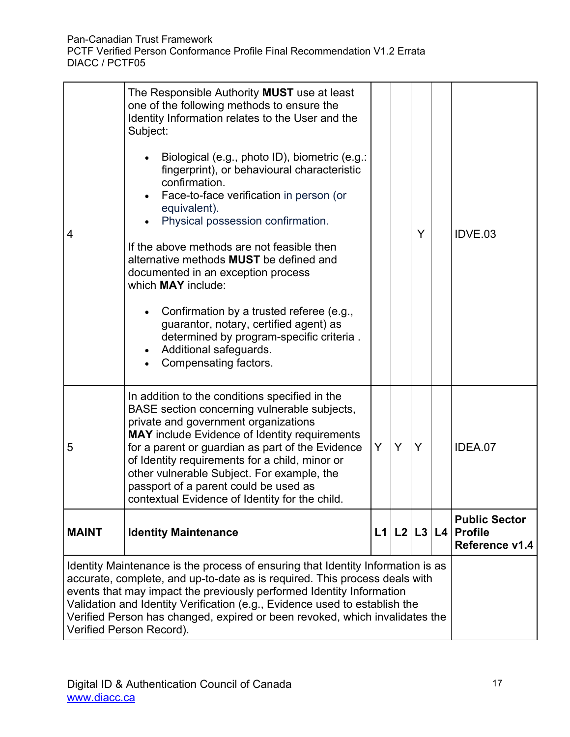| | | | | | | |
|---|---|---|---|---|---|---|
| 4 | The Responsible Authority **MUST** use at least one of the following methods to ensure the Identity Information relates to the User and the Subject:<br><br>• Biological (e.g., photo ID), biometric (e.g.: fingerprint), or behavioural characteristic confirmation.<br>• Face-to-face verification in person (or equivalent).<br>• Physical possession confirmation.<br><br>If the above methods are not feasible then alternative methods **MUST** be defined and documented in an exception process which **MAY** include:<br><br>• Confirmation by a trusted referee (e.g., guarantor, notary, certified agent) as determined by program-specific criteria .<br>• Additional safeguards.<br>• Compensating factors. | | | Y | | IDVE.03 |
| 5 | In addition to the conditions specified in the BASE section concerning vulnerable subjects, private and government organizations **MAY** include Evidence of Identity requirements for a parent or guardian as part of the Evidence of Identity requirements for a child, minor or other vulnerable Subject. For example, the passport of a parent could be used as contextual Evidence of Identity for the child. | Y | Y | Y | | IDEA.07 |
| **MAINT** | **Identity Maintenance** | **L1** | **L2** | **L3** | **L4** | **Public Sector Profile Reference v1.4** |
| Identity Maintenance is the process of ensuring that Identity Information is as accurate, complete, and up-to-date as is required. This process deals with events that may impact the previously performed Identity Information Validation and Identity Verification (e.g., Evidence used to establish the Verified Person has changed, expired or been revoked, which invalidates the Verified Person Record). | | | | | | |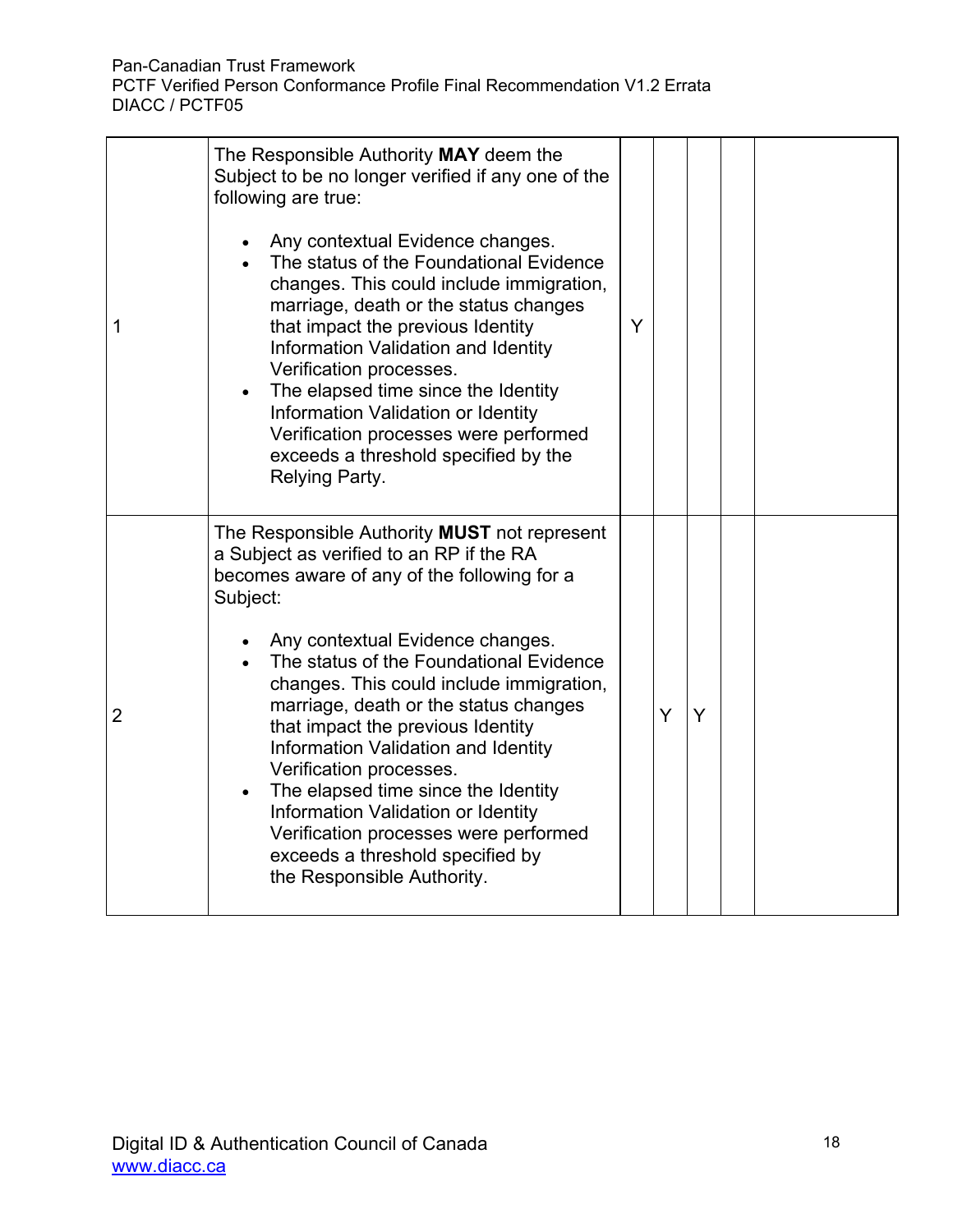| | | | | | | |
|---|---|---|---|---|---|---|
| 1 | The Responsible Authority **MAY** deem the Subject to be no longer verified if any one of the following are true:<br><br>• Any contextual Evidence changes.<br>• The status of the Foundational Evidence changes. This could include immigration, marriage, death or the status changes that impact the previous Identity Information Validation and Identity Verification processes.<br>• The elapsed time since the Identity Information Validation or Identity Verification processes were performed exceeds a threshold specified by the Relying Party. | Y | | | | |
| 2 | The Responsible Authority **MUST** not represent a Subject as verified to an RP if the RA becomes aware of any of the following for a Subject:<br><br>• Any contextual Evidence changes.<br>• The status of the Foundational Evidence changes. This could include immigration, marriage, death or the status changes that impact the previous Identity Information Validation and Identity Verification processes.<br>• The elapsed time since the Identity Information Validation or Identity Verification processes were performed exceeds a threshold specified by the Responsible Authority. | | Y | Y | | |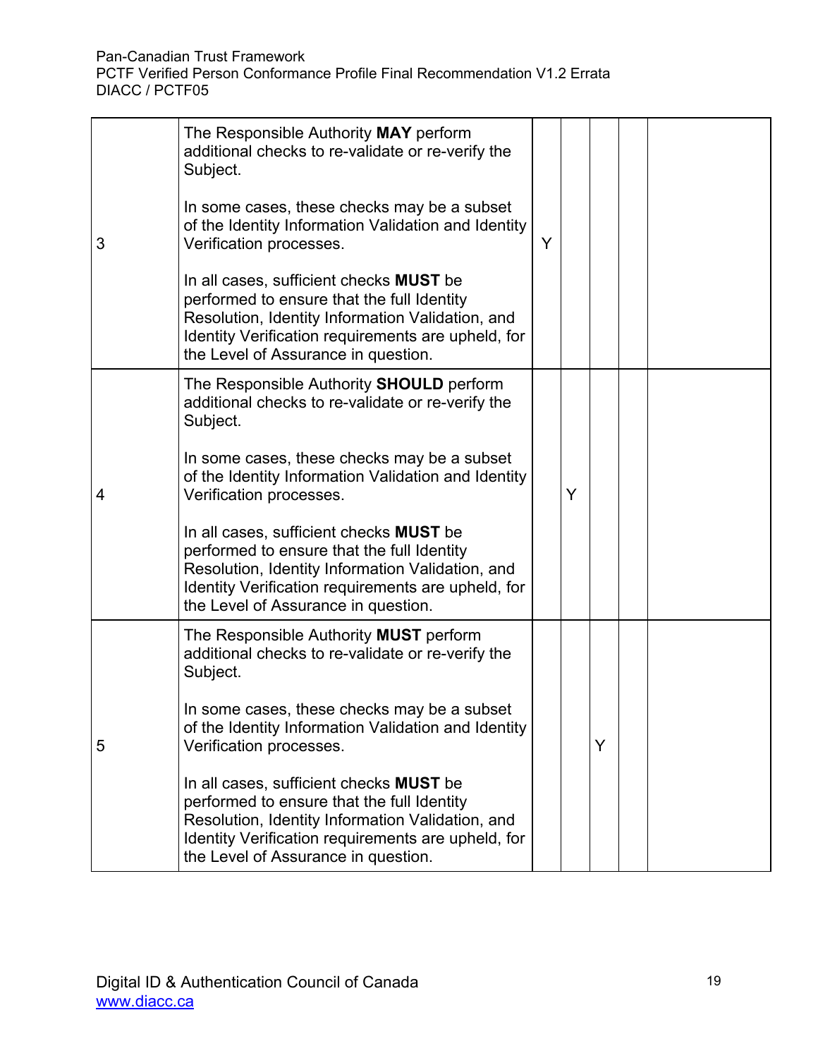| | | | | | | |
|---|---|---|---|---|---|---|
| 3 | The Responsible Authority **MAY** perform additional checks to re-validate or re-verify the Subject.<br><br>In some cases, these checks may be a subset of the Identity Information Validation and Identity Verification processes.<br><br>In all cases, sufficient checks **MUST** be performed to ensure that the full Identity Resolution, Identity Information Validation, and Identity Verification requirements are upheld, for the Level of Assurance in question. | Y | | | | |
| 4 | The Responsible Authority **SHOULD** perform additional checks to re-validate or re-verify the Subject.<br><br>In some cases, these checks may be a subset of the Identity Information Validation and Identity Verification processes.<br><br>In all cases, sufficient checks **MUST** be performed to ensure that the full Identity Resolution, Identity Information Validation, and Identity Verification requirements are upheld, for the Level of Assurance in question. | | Y | | | |
| 5 | The Responsible Authority **MUST** perform additional checks to re-validate or re-verify the Subject.<br><br>In some cases, these checks may be a subset of the Identity Information Validation and Identity Verification processes.<br><br>In all cases, sufficient checks **MUST** be performed to ensure that the full Identity Resolution, Identity Information Validation, and Identity Verification requirements are upheld, for the Level of Assurance in question. | | | Y | | |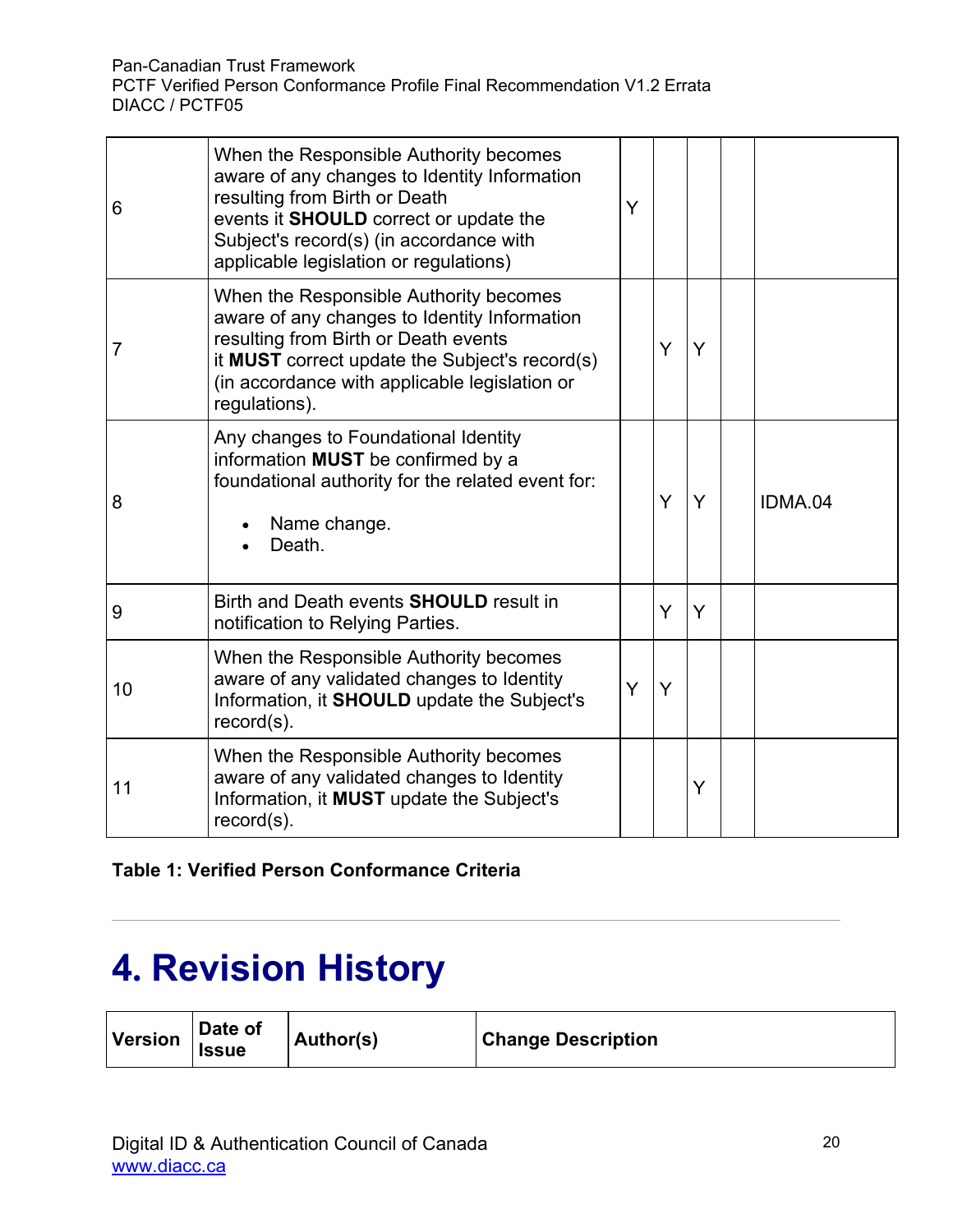| | | | | | | |
|---|---|---|---|---|---|---|
| 6 | When the Responsible Authority becomes aware of any changes to Identity Information resulting from Birth or Death events it **SHOULD** correct or update the Subject's record(s) (in accordance with applicable legislation or regulations) | Y | | | | |
| 7 | When the Responsible Authority becomes aware of any changes to Identity Information resulting from Birth or Death events it **MUST** correct update the Subject's record(s) (in accordance with applicable legislation or regulations). | | Y | Y | | |
| 8 | Any changes to Foundational Identity information **MUST** be confirmed by a foundational authority for the related event for:<br>• Name change.<br>• Death. | | Y | Y | | IDMA.04 |
| 9 | Birth and Death events **SHOULD** result in notification to Relying Parties. | | Y | Y | | |
| 10 | When the Responsible Authority becomes aware of any validated changes to Identity Information, it **SHOULD** update the Subject's record(s). | Y | Y | | | |
| 11 | When the Responsible Authority becomes aware of any validated changes to Identity Information, it **MUST** update the Subject's record(s). | | | Y | | |

**Table 1: Verified Person Conformance Criteria**

# 4. Revision History

| Version | Date of Issue | Author(s) | Change Description |
|---|---|---|---|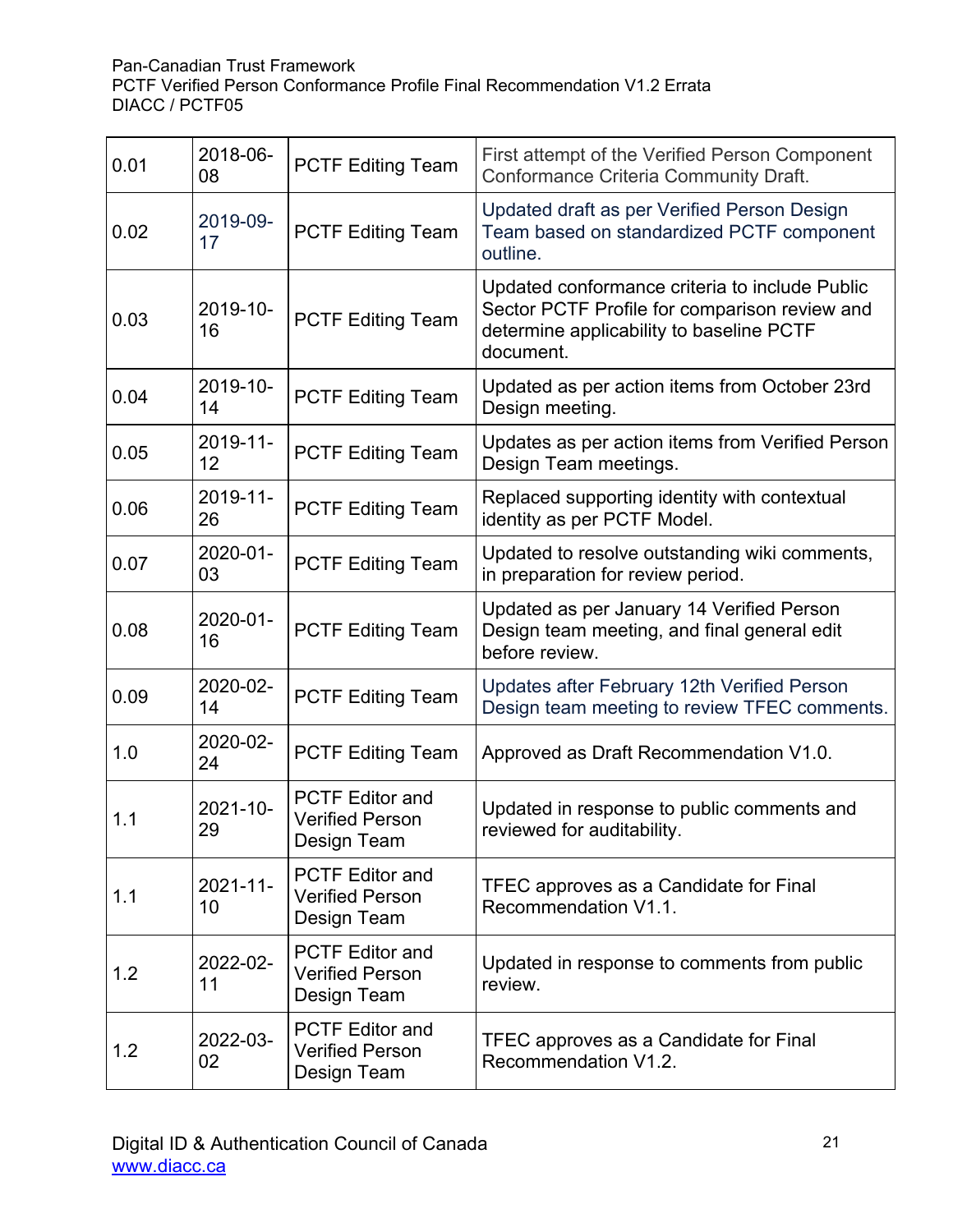| 0.01 | 2018-06-08 | PCTF Editing Team | First attempt of the Verified Person Component Conformance Criteria Community Draft. |
|---|---|---|---|
| 0.02 | 2019-09-17 | PCTF Editing Team | Updated draft as per Verified Person Design Team based on standardized PCTF component outline. |
| 0.03 | 2019-10-16 | PCTF Editing Team | Updated conformance criteria to include Public Sector PCTF Profile for comparison review and determine applicability to baseline PCTF document. |
| 0.04 | 2019-10-14 | PCTF Editing Team | Updated as per action items from October 23rd Design meeting. |
| 0.05 | 2019-11-12 | PCTF Editing Team | Updates as per action items from Verified Person Design Team meetings. |
| 0.06 | 2019-11-26 | PCTF Editing Team | Replaced supporting identity with contextual identity as per PCTF Model. |
| 0.07 | 2020-01-03 | PCTF Editing Team | Updated to resolve outstanding wiki comments, in preparation for review period. |
| 0.08 | 2020-01-16 | PCTF Editing Team | Updated as per January 14 Verified Person Design team meeting, and final general edit before review. |
| 0.09 | 2020-02-14 | PCTF Editing Team | Updates after February 12th Verified Person Design team meeting to review TFEC comments. |
| 1.0 | 2020-02-24 | PCTF Editing Team | Approved as Draft Recommendation V1.0. |
| 1.1 | 2021-10-29 | PCTF Editor and Verified Person Design Team | Updated in response to public comments and reviewed for auditability. |
| 1.1 | 2021-11-10 | PCTF Editor and Verified Person Design Team | TFEC approves as a Candidate for Final Recommendation V1.1. |
| 1.2 | 2022-02-11 | PCTF Editor and Verified Person Design Team | Updated in response to comments from public review. |
| 1.2 | 2022-03-02 | PCTF Editor and Verified Person Design Team | TFEC approves as a Candidate for Final Recommendation V1.2. |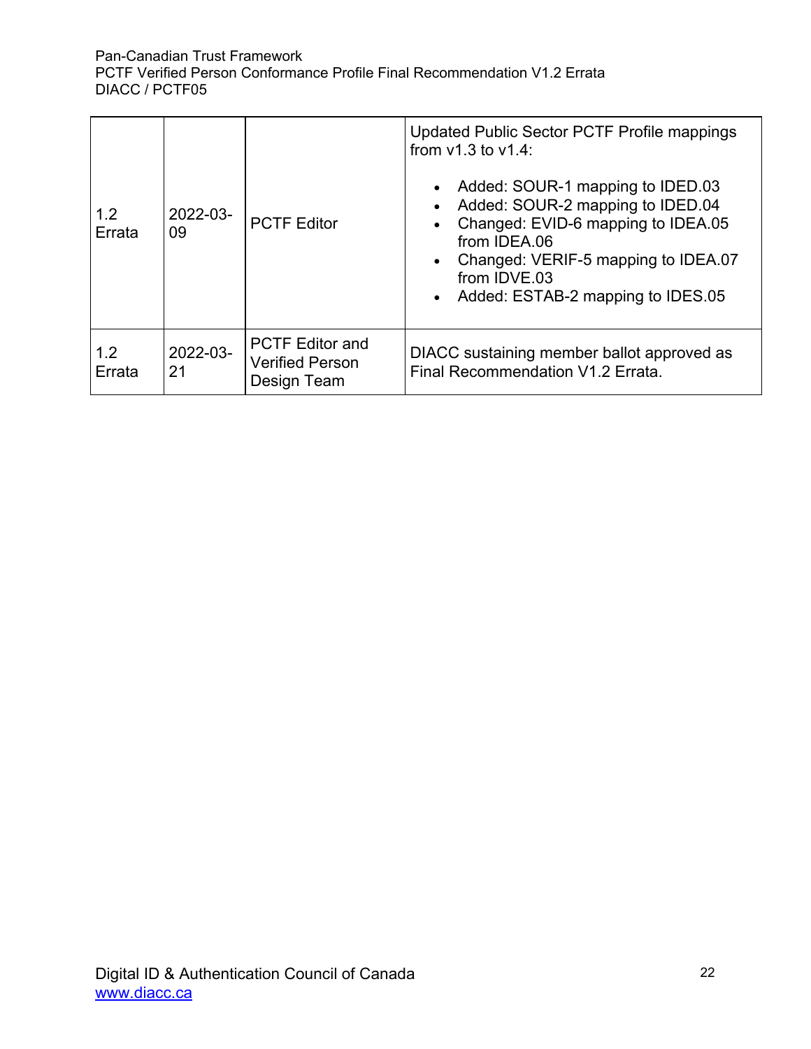| | | | |
|---|---|---|---|
| 1.2 Errata | 2022-03-09 | PCTF Editor | Updated Public Sector PCTF Profile mappings from v1.3 to v1.4:<br><br>• Added: SOUR-1 mapping to IDED.03<br>• Added: SOUR-2 mapping to IDED.04<br>• Changed: EVID-6 mapping to IDEA.05 from IDEA.06<br>• Changed: VERIF-5 mapping to IDEA.07 from IDVE.03<br>• Added: ESTAB-2 mapping to IDES.05 |
| 1.2 Errata | 2022-03-21 | PCTF Editor and Verified Person Design Team | DIACC sustaining member ballot approved as Final Recommendation V1.2 Errata. |